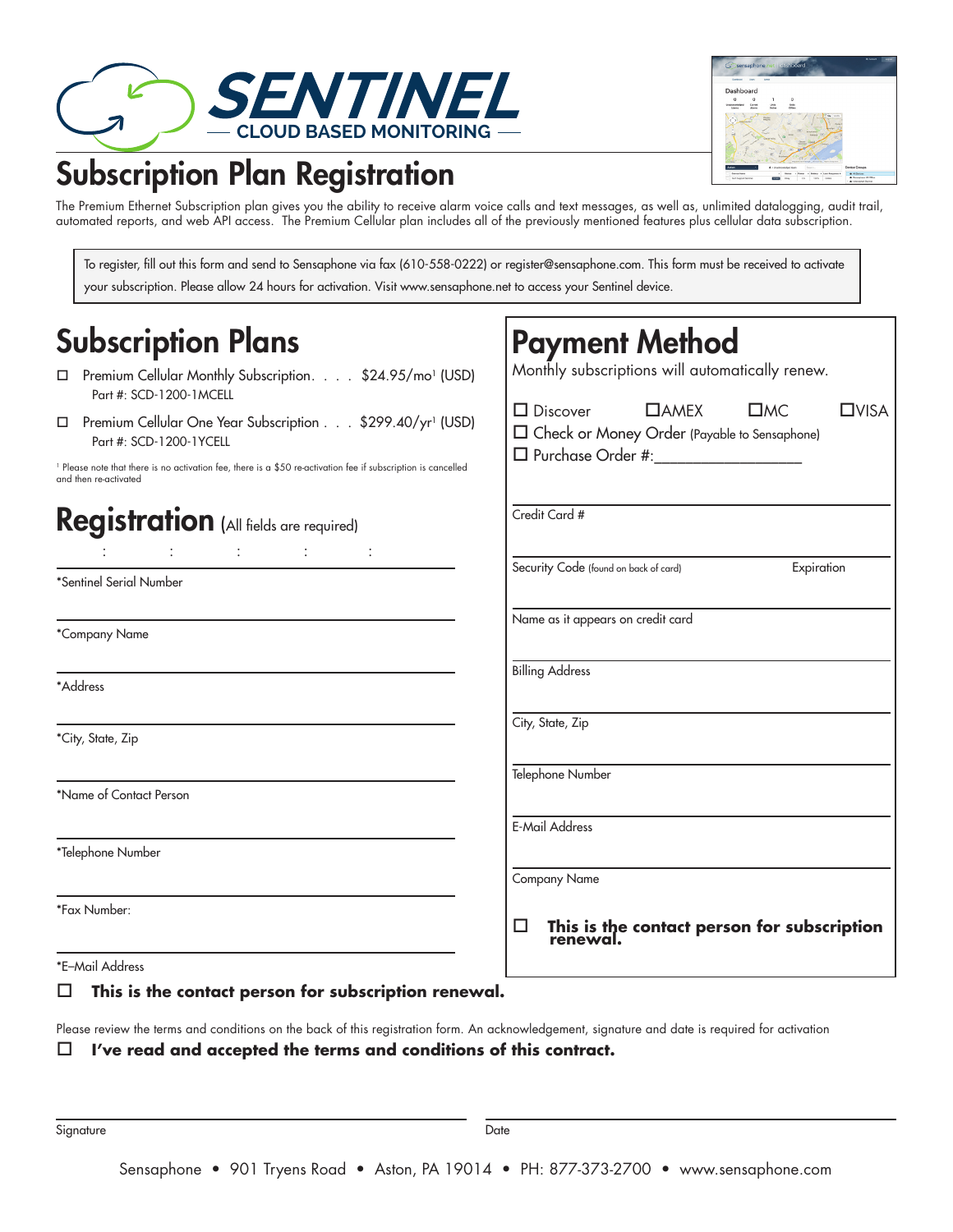# SENTINEL

CLOUD BASED MONITORING

# Subscription Plan Registration

The Premium Ethernet Subscription plan gives you the ability to receive alarm voice calls and text messages, as well as, unlimited datalogging, audit trail, automated reports, and web API access. The Premium Cellular plan includes all of the previously mentioned features plus cellular data subscription.

To register, fill out this form and send to Sensaphone via fax (610-558-0222) or register@sensaphone.com. This form must be received to activate your subscription. Please allow 24 hours for activation. Visit www.sensaphone.net to access your Sentinel device.

## Subscription Plans

☐ Premium Cellular Monthly Subscription. . . . $24.95/mo[1] (USD)
Part #: SCD-1200-1MCELL

☐ Premium Cellular One Year Subscription . . . $299.40/yr[1] (USD)
Part #: SCD-1200-1YCELL

[1] Please note that there is no activation fee, there is a $50 re-activation fee if subscription is cancelled and then re-activated

## Registration (All fields are required)

: : : : :

*Sentinel Serial Number

*Company Name

*Address

*City, State, Zip

*Name of Contact Person

*Telephone Number

*Fax Number:

*E–Mail Address

☐ **This is the contact person for subscription renewal.**

## Payment Method

Monthly subscriptions will automatically renew.

☐ Discover ☐AMEX ☐MC ☐VISA

☐ Check or Money Order (Payable to Sensaphone)

☐ Purchase Order #:__________________

Credit Card #

Security Code (found on back of card) Expiration

Name as it appears on credit card

Billing Address

City, State, Zip

Telephone Number

E-Mail Address

Company Name

☐ **This is the contact person for subscription renewal.**

Please review the terms and conditions on the back of this registration form. An acknowledgement, signature and date is required for activation

☐ **I've read and accepted the terms and conditions of this contract.**

Signature

Date

Sensaphone • 901 Tryens Road • Aston, PA 19014 • PH: 877-373-2700 • www.sensaphone.com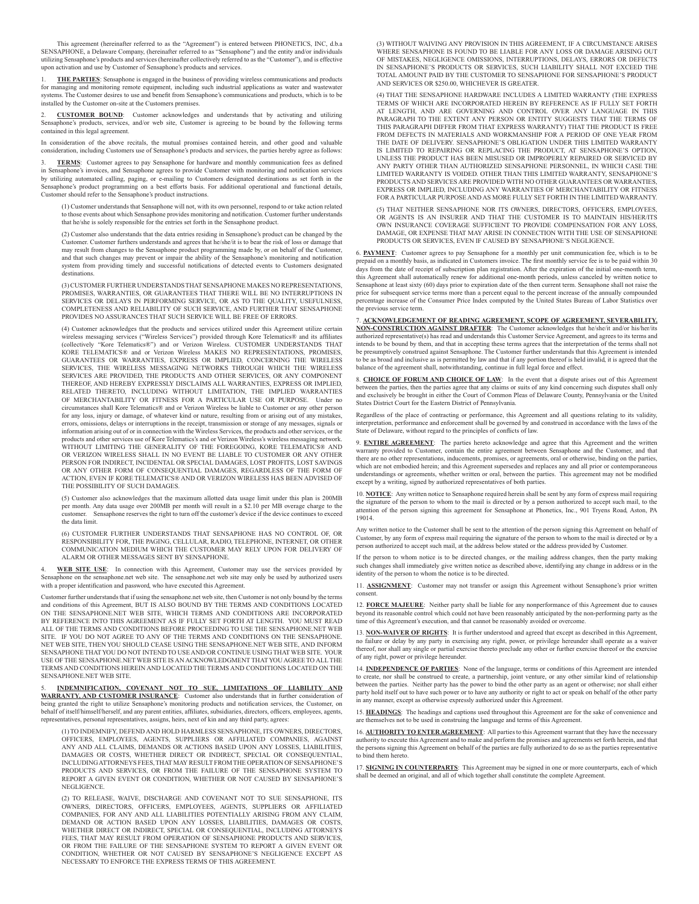This agreement (hereinafter referred to as the "Agreement") is entered between PHONETICS, INC, d.b.a SENSAPHONE, a Delaware Company, (hereinafter referred to as "Sensaphone") and the entity and/or individuals utilizing Sensaphone's products and services (hereinafter collectively referred to as the "Customer"), and is effective upon activation and use by Customer of Sensaphone's products and services.

1. **THE PARTIES**: Sensaphone is engaged in the business of providing wireless communications and products for managing and monitoring remote equipment, including such industrial applications as water and wastewater systems. The Customer desires to use and benefit from Sensaphone's communications and products, which is to be installed by the Customer on-site at the Customers premises.

2. **CUSTOMER BOUND**: Customer acknowledges and understands that by activating and utilizing Sensaphone's products, services, and/or web site, Customer is agreeing to be bound by the following terms contained in this legal agreement.

In consideration of the above recitals, the mutual promises contained herein, and other good and valuable consideration, including Customers use of Sensaphone's products and services, the parties hereby agree as follows:

3. **TERMS**: Customer agrees to pay Sensaphone for hardware and monthly communication fees as defined in Sensaphone's invoices, and Sensaphone agrees to provide Customer with monitoring and notification services by utilizing automated calling, paging, or e-mailing to Customers designated destinations as set forth in the Sensaphone's product programming on a best efforts basis. For additional operational and functional details, Customer should refer to the Sensaphone's product instructions.

(1) Customer understands that Sensaphone will not, with its own personnel, respond to or take action related to those events about which Sensaphone provides monitoring and notification. Customer further understands that he/she is solely responsible for the entries set forth in the Sensaphone product.

(2) Customer also understands that the data entries residing in Sensaphone's product can be changed by the Customer. Customer furthers understands and agrees that he/she/it is to bear the risk of loss or damage that may result from changes to the Sensaphone product programming made by, or on behalf of the Customer, and that such changes may prevent or impair the ability of the Sensaphone's monitoring and notification system from providing timely and successful notifications of detected events to Customers designated destinations.

(3) CUSTOMER FURTHER UNDERSTANDS THAT SENSAPHONE MAKES NO REPRESENTATIONS, PROMISES, WARRANTIES, OR GUARANTEES THAT THERE WILL BE NO INTERRUPTIONS IN SERVICES OR DELAYS IN PERFORMING SERVICE, OR AS TO THE QUALITY, USEFULNESS, COMPLETENESS AND RELIABILITY OF SUCH SERVICE, AND FURTHER THAT SENSAPHONE PROVIDES NO ASSURANCES THAT SUCH SERVICE WILL BE FREE OF ERRORS.

(4) Customer acknowledges that the products and services utilized under this Agreement utilize certain wireless messaging services ("Wireless Services") provided through Kore Telematics® and its affiliates (collectively "Kore Telematics®") and or Verizon Wireless. CUSTOMER UNDERSTANDS THAT KORE TELEMATICS® and or Verizon Wireless MAKES NO REPRESENTATIONS, PROMISES, GUARANTEES OR WARRANTIES, EXPRESS OR IMPLIED, CONCERNING THE WIRELESS SERVICES, THE WIRELESS MESSAGING NETWORKS THROUGH WHICH THE WIRELESS SERVICES ARE PROVIDED, THE PRODUCTS AND OTHER SERVICES, OR ANY COMPONENT THEREOF, AND HEREBY EXPRESSLY DISCLAIMS ALL WARRANTIES, EXPRESS OR IMPLIED, RELATED THERETO, INCLUDING WITHOUT LIMITATION, THE IMPLIED WARRANTIES OF MERCHANTABILITY OR FITNESS FOR A PARTICULAR USE OR PURPOSE. Under no circumstances shall Kore Telematics® and or Verizon Wireless be liable to Customer or any other person for any loss, injury or damage, of whatever kind or nature, resulting from or arising out of any mistakes, errors, omissions, delays or interruptions in the receipt, transmission or storage of any messages, signals or information arising out of or in connection with the Wireless Services, the products and other services, or the products and other services use of Kore Telematics's and or Verizon Wireless's wireless messaging network. WITHOUT LIMITING THE GENERALITY OF THE FOREGOING, KORE TELEMATICS® AND OR VERIZON WIRELESS SHALL IN NO EVENT BE LIABLE TO CUSTOMER OR ANY OTHER PERSON FOR INDIRECT, INCIDENTAL OR SPECIAL DAMAGES, LOST PROFITS, LOST SAVINGS OR ANY OTHER FORM OF CONSEQUENTIAL DAMAGES, REGARDLESS OF THE FORM OF ACTION, EVEN IF KORE TELEMATICS® AND OR VERIZON WIRELESS HAS BEEN ADVISED OF THE POSSIBILITY OF SUCH DAMAGES.

(5) Customer also acknowledges that the maximum allotted data usage limit under this plan is 200MB per month. Any data usage over 200MB per month will result in a $2.10 per MB overage charge to the customer. Sensaphone reserves the right to turn off the customer's device if the device continues to exceed the data limit.

(6) CUSTOMER FURTHER UNDERSTANDS THAT SENSAPHONE HAS NO CONTROL OF, OR RESPONSIBILITY FOR, THE PAGING, CELLULAR, RADIO, TELEPHONE, INTERNET, OR OTHER COMMUNICATION MEDIUM WHICH THE CUSTOMER MAY RELY UPON FOR DELIVERY OF ALARM OR OTHER MESSAGES SENT BY SENSAPHONE.

4. **WEB SITE USE**: In connection with this Agreement, Customer may use the services provided by Sensaphone on the sensaphone.net web site. The sensaphone.net web site may only be used by authorized users with a proper identification and password, who have executed this Agreement.

Customer further understands that if using the sensaphone.net web site, then Customer is not only bound by the terms and conditions of this Agreement, BUT IS ALSO BOUND BY THE TERMS AND CONDITIONS LOCATED ON THE SENSAPHONE.NET WEB SITE, WHICH TERMS AND CONDITIONS ARE INCORPORATED BY REFERENCE INTO THIS AGREEMENT AS IF FULLY SET FORTH AT LENGTH. YOU MUST READ ALL OF THE TERMS AND CONDITIONS BEFORE PROCEEDING TO USE THE SENSAPHONE.NET WEB SITE. IF YOU DO NOT AGREE TO ANY OF THE TERMS AND CONDITIONS ON THE SENSAPHONE.NET WEB SITE, THEN YOU SHOULD CEASE USING THE SENSAPHONE.NET WEB SITE, AND INFORM SENSAPHONE THAT YOU DO NOT INTEND TO USE AND/OR CONTINUE USING THAT WEB SITE. YOUR USE OF THE SENSAPHONE.NET WEB SITE IS AN ACKNOWLEDGMENT THAT YOU AGREE TO ALL THE TERMS AND CONDITIONS HEREIN AND LOCATED THE TERMS AND CONDITIONS LOCATED ON THE SENSAPHONE.NET WEB SITE.

5. **INDEMNIFICATION, COVENANT NOT TO SUE, LIMITATIONS OF LIABILITY AND WARRANTY, AND CUSTOMER INSURANCE**: Customer also understands that in further consideration of being granted the right to utilize Sensaphone's monitoring products and notification services, the Customer, on behalf of itself/himself/herself, and any parent entities, affiliates, subsidiaries, directors, officers, employees, agents, representatives, personal representatives, assigns, heirs, next of kin and any third party, agrees:

(1) TO INDEMNIFY, DEFEND AND HOLD HARMLESS SENSAPHONE, ITS OWNERS, DIRECTORS, OFFICERS, EMPLOYEES, AGENTS, SUPPLIERS OR AFFILIATED COMPANIES, AGAINST ANY AND ALL CLAIMS, DEMANDS OR ACTIONS BASED UPON ANY LOSSES, LIABILITIES, DAMAGES OR COSTS, WHETHER DIRECT OR INDIRECT, SPECIAL OR CONSEQUENTIAL, INCLUDING ATTORNEYS FEES, THAT MAY RESULT FROM THE OPERATION OF SENSAPHONE'S PRODUCTS AND SERVICES, OR FROM THE FAILURE OF THE SENSAPHONE SYSTEM TO REPORT A GIVEN EVENT OR CONDITION, WHETHER OR NOT CAUSED BY SENSAPHONE'S NEGLIGENCE.

(2) TO RELEASE, WAIVE, DISCHARGE AND COVENANT NOT TO SUE SENSAPHONE, ITS OWNERS, DIRECTORS, OFFICERS, EMPLOYEES, AGENTS, SUPPLIERS OR AFFILIATED COMPANIES, FOR ANY AND ALL LIABILITIES POTENTIALLY ARISING FROM ANY CLAIM, DEMAND OR ACTION BASED UPON ANY LOSSES, LIABILITIES, DAMAGES OR COSTS, WHETHER DIRECT OR INDIRECT, SPECIAL OR CONSEQUENTIAL, INCLUDING ATTORNEYS FEES, THAT MAY RESULT FROM OPERATION OF SENSAPHONE PRODUCTS AND SERVICES, OR FROM THE FAILURE OF THE SENSAPHONE SYSTEM TO REPORT A GIVEN EVENT OR CONDITION, WHETHER OR NOT CAUSED BY SENSAPHONE'S NEGLIGENCE EXCEPT AS NECESSARY TO ENFORCE THE EXPRESS TERMS OF THIS AGREEMENT.

(3) WITHOUT WAIVING ANY PROVISION IN THIS AGREEMENT, IF A CIRCUMSTANCE ARISES WHERE SENSAPHONE IS FOUND TO BE LIABLE FOR ANY LOSS OR DAMAGE ARISING OUT OF MISTAKES, NEGLIGENCE OMISSIONS, INTERRUPTIONS, DELAYS, ERRORS OR DEFECTS IN SENSAPHONE'S PRODUCTS OR SERVICES, SUCH LIABILITY SHALL NOT EXCEED THE TOTAL AMOUNT PAID BY THE CUSTOMER TO SENSAPHONE FOR SENSAPHONE'S PRODUCT AND SERVICES OR $250.00, WHICHEVER IS GREATER.

(4) THAT THE SENSAPHONE HARDWARE INCLUDES A LIMITED WARRANTY (THE EXPRESS TERMS OF WHICH ARE INCORPORATED HEREIN BY REFERENCE AS IF FULLY SET FORTH AT LENGTH, AND ARE GOVERNING AND CONTROL OVER ANY LANGUAGE IN THIS PARAGRAPH TO THE EXTENT ANY PERSON OR ENTITY SUGGESTS THAT THE TERMS OF THIS PARAGRAPH DIFFER FROM THAT EXPRESS WARRANTY) THAT THE PRODUCT IS FREE FROM DEFECTS IN MATERIALS AND WORKMANSHIP FOR A PERIOD OF ONE YEAR FROM THE DATE OF DELIVERY. SENSAPHONE'S OBLIGATION UNDER THIS LIMITED WARRANTY IS LIMITED TO REPAIRING OR REPLACING THE PRODUCT, AT SENSAPHONE'S OPTION, UNLESS THE PRODUCT HAS BEEN MISUSED OR IMPROPERLY REPAIRED OR SERVICED BY ANY PARTY OTHER THAN AUTHORIZED SENSAPHONE PERSONNEL, IN WHICH CASE THE LIMITED WARRANTY IS VOIDED. OTHER THAN THIS LIMITED WARRANTY, SENSAPHONE'S PRODUCTS AND SERVICES ARE PROVIDED WITH NO OTHER GUARANTEES OR WARRANTIES, EXPRESS OR IMPLIED, INCLUDING ANY WARRANTIES OF MERCHANTABILITY OR FITNESS FOR A PARTICULAR PURPOSE AND AS MORE FULLY SET FORTH IN THE LIMITED WARRANTY.

(5) THAT NEITHER SENSAPHONE NOR ITS OWNERS, DIRECTORS, OFFICERS, EMPLOYEES, OR AGENTS IS AN INSURER AND THAT THE CUSTOMER IS TO MAINTAIN HIS/HER/ITS OWN INSURANCE COVERAGE SUFFICIENT TO PROVIDE COMPENSATION FOR ANY LOSS, DAMAGE, OR EXPENSE THAT MAY ARISE IN CONNECTION WITH THE USE OF SENSAPHONE PRODUCTS OR SERVICES, EVEN IF CAUSED BY SENSAPHONE'S NEGLIGENCE.

6. **PAYMENT**: Customer agrees to pay Sensaphone for a monthly per unit communication fee, which is to be prepaid on a monthly basis, as indicated in Customers invoice. The first monthly service fee is to be paid within 30 days from the date of receipt of subscription plan registration. After the expiration of the initial one-month term, this Agreement shall automatically renew for additional one-month periods, unless canceled by written notice to Sensaphone at least sixty (60) days prior to expiration date of the then current term. Sensaphone shall not raise the price for subsequent service terms more than a percent equal to the percent increase of the annually compounded percentage increase of the Consumer Price Index computed by the United States Bureau of Labor Statistics over the previous service term.

7. **ACKNOWLEDGEMENT OF READING AGREEMENT, SCOPE OF AGREEMENT, SEVERABILITY, NON-CONSTRUCTION AGAINST DRAFTER**: The Customer acknowledges that he/she/it and/or his/her/its authorized representative(s) has read and understands this Customer Service Agreement, and agrees to its terms and intends to be bound by them, and that in accepting these terms agrees that the interpretation of the terms shall not be presumptively construed against Sensaphone. The Customer further understands that this Agreement is intended to be as broad and inclusive as is permitted by law and that if any portion thereof is held invalid, it is agreed that the balance of the agreement shall, notwithstanding, continue in full legal force and effect.

8. **CHOICE OF FORUM AND CHOICE OF LAW**: In the event that a dispute arises out of this Agreement between the parties, then the parties agree that any claims or suits of any kind concerning such disputes shall only and exclusively be brought in either the Court of Common Pleas of Delaware County, Pennsylvania or the United States District Court for the Eastern District of Pennsylvania.

Regardless of the place of contracting or performance, this Agreement and all questions relating to its validity, interpretation, performance and enforcement shall be governed by and construed in accordance with the laws of the State of Delaware, without regard to the principles of conflicts of law.

9. **ENTIRE AGREEMENT**: The parties hereto acknowledge and agree that this Agreement and the written warranty provided to Customer, contain the entire agreement between Sensaphone and the Customer, and that there are no other representations, inducements, promises, or agreements, oral or otherwise, binding on the parties, which are not embodied herein; and this Agreement supersedes and replaces any and all prior or contemporaneous understandings or agreements, whether written or oral, between the parties. This agreement may not be modified except by a writing, signed by authorized representatives of both parties.

10. **NOTICE**: Any written notice to Sensaphone required herein shall be sent by any form of express mail requiring the signature of the person to whom to the mail is directed or by a person authorized to accept such mail, to the attention of the person signing this agreement for Sensaphone at Phonetics, Inc., 901 Tryens Road, Aston, PA 19014.

Any written notice to the Customer shall be sent to the attention of the person signing this Agreement on behalf of Customer, by any form of express mail requiring the signature of the person to whom to the mail is directed or by a person authorized to accept such mail, at the address below stated or the address provided by Customer.

If the person to whom notice is to be directed changes, or the mailing address changes, then the party making such changes shall immediately give written notice as described above, identifying any change in address or in the identity of the person to whom the notice is to be directed.

11. **ASSIGNMENT**: Customer may not transfer or assign this Agreement without Sensaphone's prior written consent.

12. **FORCE MAJEURE**: Neither party shall be liable for any nonperformance of this Agreement due to causes beyond its reasonable control which could not have been reasonably anticipated by the non-performing party as the time of this Agreement's execution, and that cannot be reasonably avoided or overcome.

13. **NON-WAIVER OF RIGHTS**: It is further understood and agreed that except as described in this Agreement, no failure or delay by any party in exercising any right, power, or privilege hereunder shall operate as a waiver thereof, nor shall any single or partial exercise thereto preclude any other or further exercise thereof or the exercise of any right, power or privilege hereunder.

14. **INDEPENDENCE OF PARTIES**: None of the language, terms or conditions of this Agreement are intended to create, nor shall be construed to create, a partnership, joint venture, or any other similar kind of relationship between the parties. Neither party has the power to bind the other party as an agent or otherwise; nor shall either party hold itself out to have such power or to have any authority or right to act or speak on behalf of the other party in any manner, except as otherwise expressly authorized under this Agreement.

15. **HEADINGS**: The headings and captions used throughout this Agreement are for the sake of convenience and are themselves not to be used in construing the language and terms of this Agreement.

16. **AUTHORITY TO ENTER AGREEMENT**: All parties to this Agreement warrant that they have the necessary authority to execute this Agreement and to make and perform the promises and agreements set forth herein, and that the persons signing this Agreement on behalf of the parties are fully authorized to do so as the parties representative to bind them hereto.

17. **SIGNING IN COUNTERPARTS**: This Agreement may be signed in one or more counterparts, each of which shall be deemed an original, and all of which together shall constitute the complete Agreement.